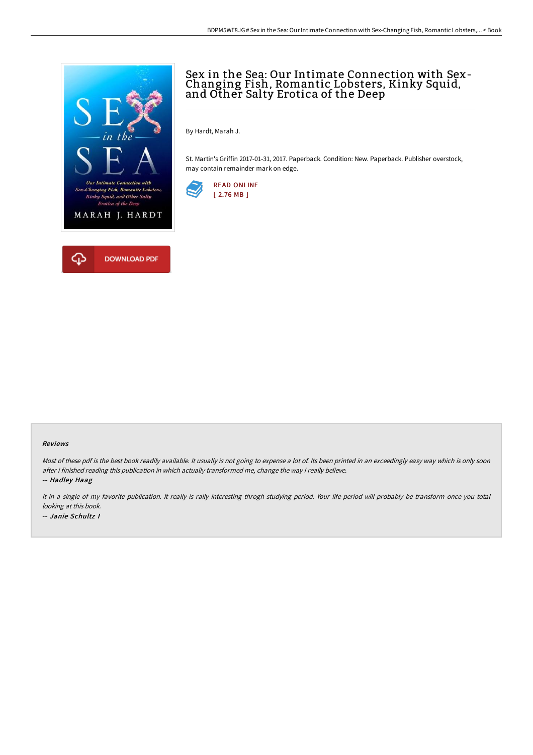# Sex in the Sea: Our Intimate Connection with Sex-Changing Fish, Romantic Lobsters, Kinky Squid, and Other Salty Erotica of the Deep

By Hardt, Marah J.

St. Martin's Griffin 2017-01-31, 2017. Paperback. Condition: New. Paperback. Publisher overstock, may contain remainder mark on edge.

READ ONLINE
[ 2.76 MB ]

DOWNLOAD PDF

### Reviews

*Most of these pdf is the best book readily available. It usually is not going to expense a lot of. Its been printed in an exceedingly easy way which is only soon after i finished reading this publication in which actually transformed me, change the way i really believe.*

*-- Hadley Haag*

*It in a single of my favorite publication. It really is rally interesting throgh studying period. Your life period will probably be transform once you total looking at this book.*

*-- Janie Schultz I*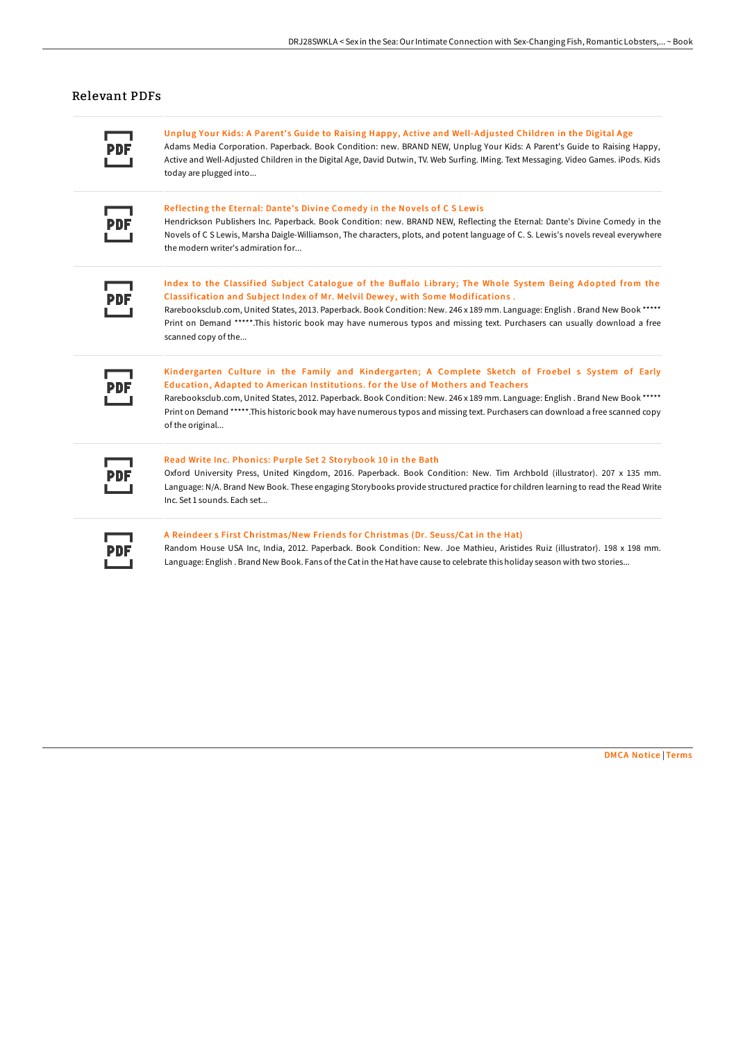## Relevant PDFs

**Unplug Your Kids: A Parent's Guide to Raising Happy, Active and Well-Adjusted Children in the Digital Age**

Adams Media Corporation. Paperback. Book Condition: new. BRAND NEW, Unplug Your Kids: A Parent's Guide to Raising Happy, Active and Well-Adjusted Children in the Digital Age, David Dutwin, TV. Web Surfing. IMing. Text Messaging. Video Games. iPods. Kids today are plugged into...

**Reflecting the Eternal: Dante's Divine Comedy in the Novels of C S Lewis**

Hendrickson Publishers Inc. Paperback. Book Condition: new. BRAND NEW, Reflecting the Eternal: Dante's Divine Comedy in the Novels of C S Lewis, Marsha Daigle-Williamson, The characters, plots, and potent language of C. S. Lewis's novels reveal everywhere the modern writer's admiration for...

**Index to the Classified Subject Catalogue of the Buffalo Library; The Whole System Being Adopted from the Classification and Subject Index of Mr. Melvil Dewey, with Some Modifications .**

Rarebooksclub.com, United States, 2013. Paperback. Book Condition: New. 246 x 189 mm. Language: English . Brand New Book ***** Print on Demand *****.This historic book may have numerous typos and missing text. Purchasers can usually download a free scanned copy of the...

**Kindergarten Culture in the Family and Kindergarten; A Complete Sketch of Froebel s System of Early Education, Adapted to American Institutions. for the Use of Mothers and Teachers**

Rarebooksclub.com, United States, 2012. Paperback. Book Condition: New. 246 x 189 mm. Language: English . Brand New Book ***** Print on Demand *****.This historic book may have numerous typos and missing text. Purchasers can download a free scanned copy of the original...

**Read Write Inc. Phonics: Purple Set 2 Storybook 10 in the Bath**

Oxford University Press, United Kingdom, 2016. Paperback. Book Condition: New. Tim Archbold (illustrator). 207 x 135 mm. Language: N/A. Brand New Book. These engaging Storybooks provide structured practice for children learning to read the Read Write Inc. Set 1 sounds. Each set...

**A Reindeer s First Christmas/New Friends for Christmas (Dr. Seuss/Cat in the Hat)**

Random House USA Inc, India, 2012. Paperback. Book Condition: New. Joe Mathieu, Aristides Ruiz (illustrator). 198 x 198 mm. Language: English . Brand New Book. Fans of the Cat in the Hat have cause to celebrate this holiday season with two stories...